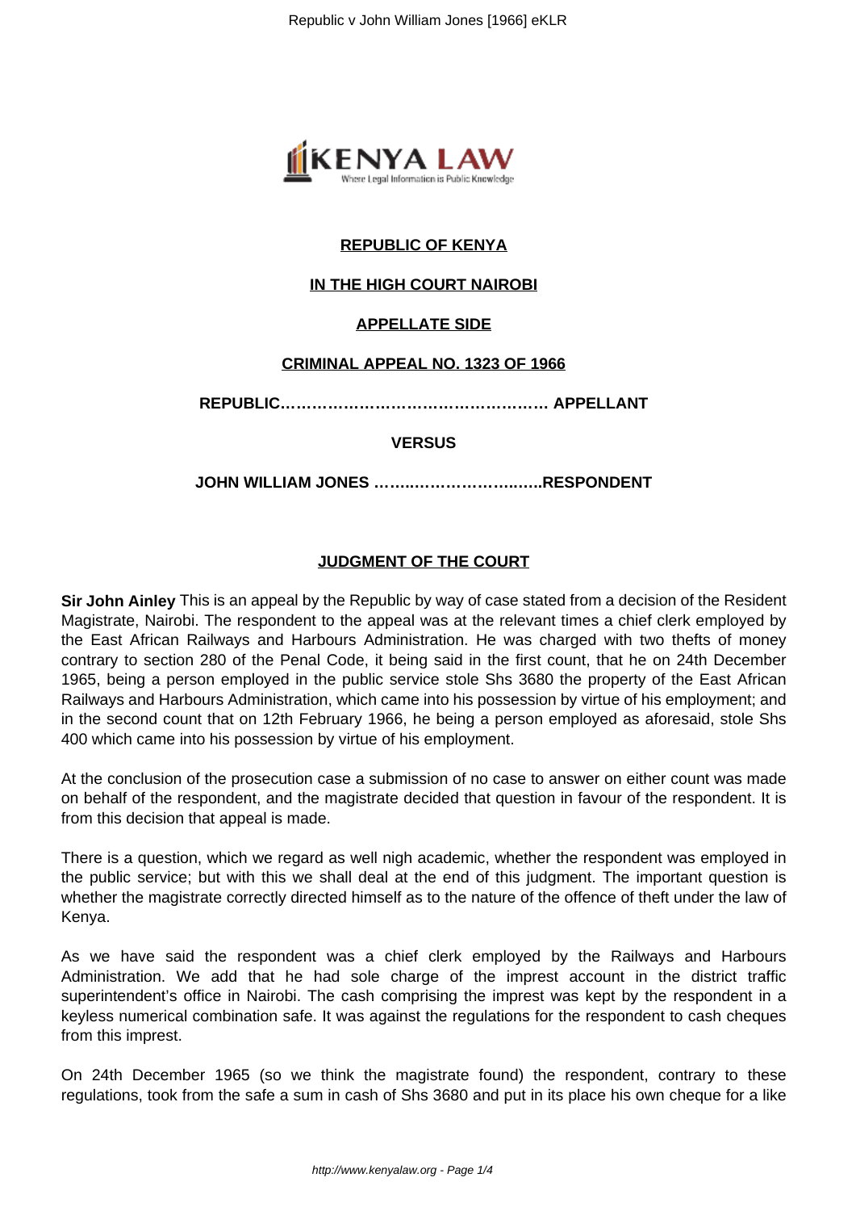**REPUBLIC OF KENYA**

**IN THE HIGH COURT NAIROBI**

**APPELLATE SIDE**

**CRIMINAL APPEAL NO. 1323 OF 1966**

**REPUBLIC…………………………………………… APPELLANT**

**VERSUS**

**JOHN WILLIAM JONES …….……………….…...RESPONDENT**

**JUDGMENT OF THE COURT**

**Sir John Ainley** This is an appeal by the Republic by way of case stated from a decision of the Resident Magistrate, Nairobi. The respondent to the appeal was at the relevant times a chief clerk employed by the East African Railways and Harbours Administration. He was charged with two thefts of money contrary to section 280 of the Penal Code, it being said in the first count, that he on 24th December 1965, being a person employed in the public service stole Shs 3680 the property of the East African Railways and Harbours Administration, which came into his possession by virtue of his employment; and in the second count that on 12th February 1966, he being a person employed as aforesaid, stole Shs 400 which came into his possession by virtue of his employment.

At the conclusion of the prosecution case a submission of no case to answer on either count was made on behalf of the respondent, and the magistrate decided that question in favour of the respondent. It is from this decision that appeal is made.

There is a question, which we regard as well nigh academic, whether the respondent was employed in the public service; but with this we shall deal at the end of this judgment. The important question is whether the magistrate correctly directed himself as to the nature of the offence of theft under the law of Kenya.

As we have said the respondent was a chief clerk employed by the Railways and Harbours Administration. We add that he had sole charge of the imprest account in the district traffic superintendent's office in Nairobi. The cash comprising the imprest was kept by the respondent in a keyless numerical combination safe. It was against the regulations for the respondent to cash cheques from this imprest.

On 24th December 1965 (so we think the magistrate found) the respondent, contrary to these regulations, took from the safe a sum in cash of Shs 3680 and put in its place his own cheque for a like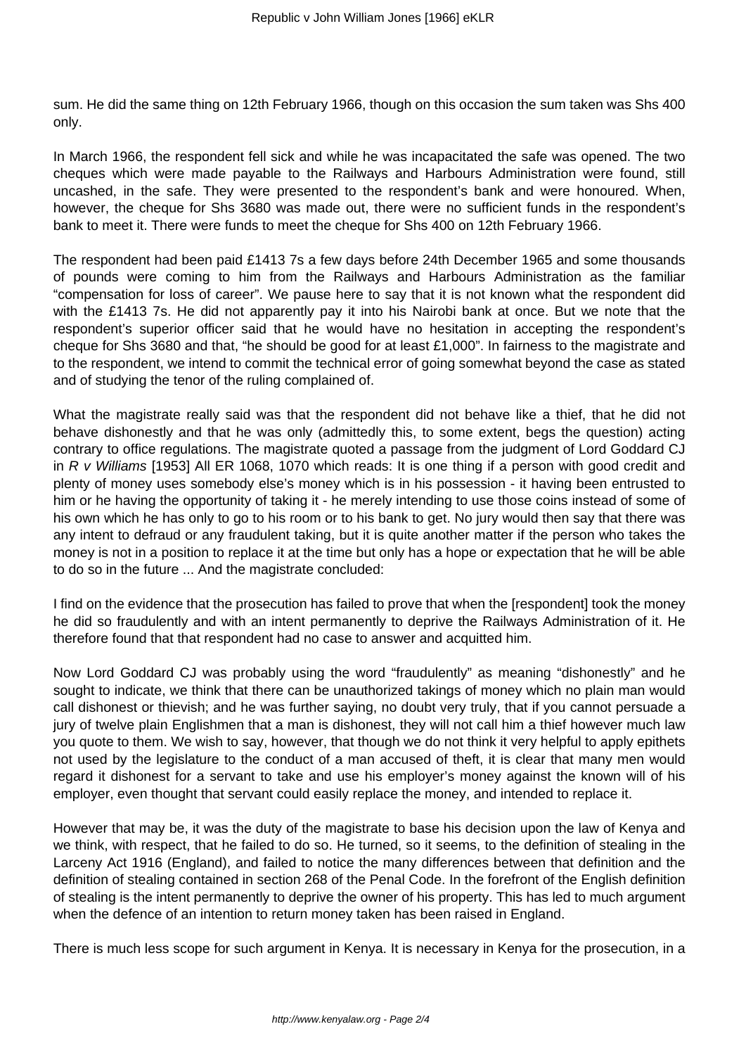sum. He did the same thing on 12th February 1966, though on this occasion the sum taken was Shs 400 only.

In March 1966, the respondent fell sick and while he was incapacitated the safe was opened. The two cheques which were made payable to the Railways and Harbours Administration were found, still uncashed, in the safe. They were presented to the respondent's bank and were honoured. When, however, the cheque for Shs 3680 was made out, there were no sufficient funds in the respondent's bank to meet it. There were funds to meet the cheque for Shs 400 on 12th February 1966.

The respondent had been paid £1413 7s a few days before 24th December 1965 and some thousands of pounds were coming to him from the Railways and Harbours Administration as the familiar "compensation for loss of career". We pause here to say that it is not known what the respondent did with the £1413 7s. He did not apparently pay it into his Nairobi bank at once. But we note that the respondent's superior officer said that he would have no hesitation in accepting the respondent's cheque for Shs 3680 and that, "he should be good for at least £1,000". In fairness to the magistrate and to the respondent, we intend to commit the technical error of going somewhat beyond the case as stated and of studying the tenor of the ruling complained of.

What the magistrate really said was that the respondent did not behave like a thief, that he did not behave dishonestly and that he was only (admittedly this, to some extent, begs the question) acting contrary to office regulations. The magistrate quoted a passage from the judgment of Lord Goddard CJ in *R v Williams* [1953] All ER 1068, 1070 which reads: It is one thing if a person with good credit and plenty of money uses somebody else's money which is in his possession - it having been entrusted to him or he having the opportunity of taking it - he merely intending to use those coins instead of some of his own which he has only to go to his room or to his bank to get. No jury would then say that there was any intent to defraud or any fraudulent taking, but it is quite another matter if the person who takes the money is not in a position to replace it at the time but only has a hope or expectation that he will be able to do so in the future ... And the magistrate concluded:

I find on the evidence that the prosecution has failed to prove that when the [respondent] took the money he did so fraudulently and with an intent permanently to deprive the Railways Administration of it. He therefore found that that respondent had no case to answer and acquitted him.

Now Lord Goddard CJ was probably using the word "fraudulently" as meaning "dishonestly" and he sought to indicate, we think that there can be unauthorized takings of money which no plain man would call dishonest or thievish; and he was further saying, no doubt very truly, that if you cannot persuade a jury of twelve plain Englishmen that a man is dishonest, they will not call him a thief however much law you quote to them. We wish to say, however, that though we do not think it very helpful to apply epithets not used by the legislature to the conduct of a man accused of theft, it is clear that many men would regard it dishonest for a servant to take and use his employer's money against the known will of his employer, even thought that servant could easily replace the money, and intended to replace it.

However that may be, it was the duty of the magistrate to base his decision upon the law of Kenya and we think, with respect, that he failed to do so. He turned, so it seems, to the definition of stealing in the Larceny Act 1916 (England), and failed to notice the many differences between that definition and the definition of stealing contained in section 268 of the Penal Code. In the forefront of the English definition of stealing is the intent permanently to deprive the owner of his property. This has led to much argument when the defence of an intention to return money taken has been raised in England.

There is much less scope for such argument in Kenya. It is necessary in Kenya for the prosecution, in a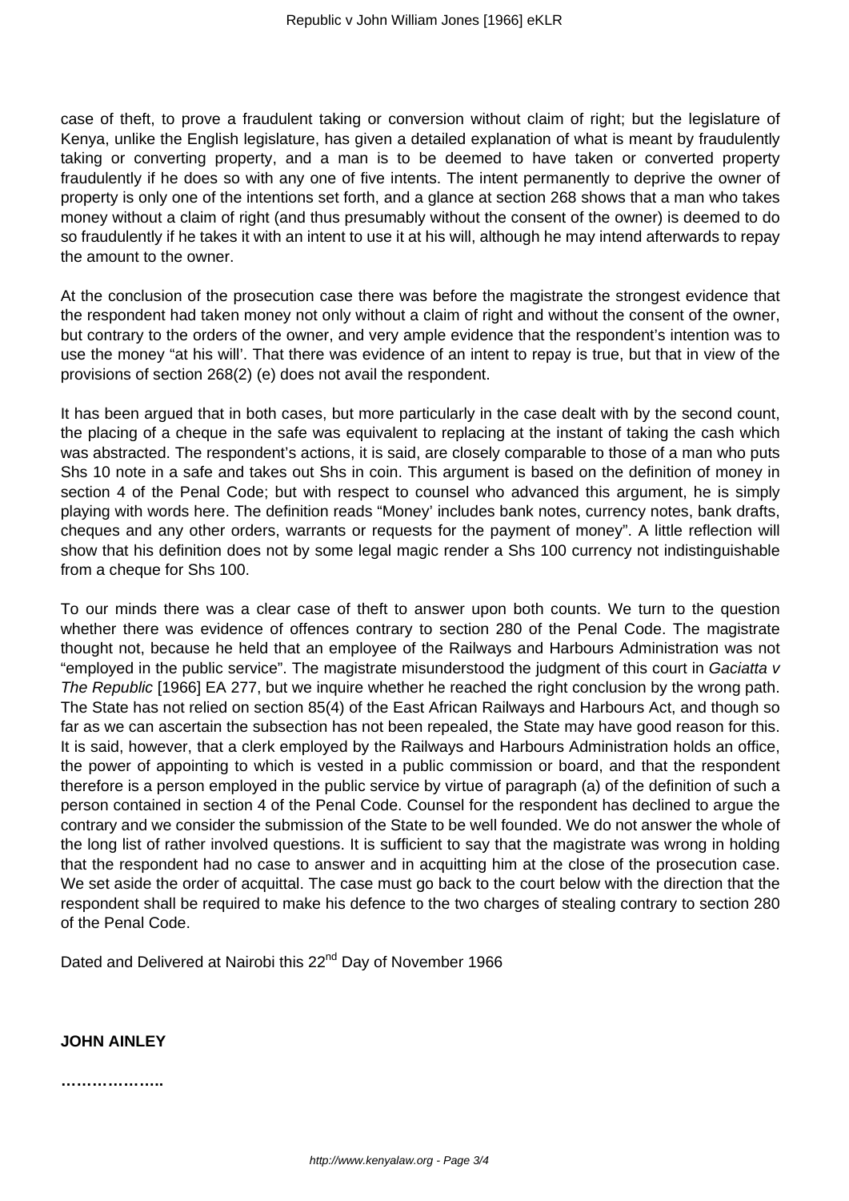case of theft, to prove a fraudulent taking or conversion without claim of right; but the legislature of Kenya, unlike the English legislature, has given a detailed explanation of what is meant by fraudulently taking or converting property, and a man is to be deemed to have taken or converted property fraudulently if he does so with any one of five intents. The intent permanently to deprive the owner of property is only one of the intentions set forth, and a glance at section 268 shows that a man who takes money without a claim of right (and thus presumably without the consent of the owner) is deemed to do so fraudulently if he takes it with an intent to use it at his will, although he may intend afterwards to repay the amount to the owner.

At the conclusion of the prosecution case there was before the magistrate the strongest evidence that the respondent had taken money not only without a claim of right and without the consent of the owner, but contrary to the orders of the owner, and very ample evidence that the respondent's intention was to use the money "at his will'. That there was evidence of an intent to repay is true, but that in view of the provisions of section 268(2) (e) does not avail the respondent.

It has been argued that in both cases, but more particularly in the case dealt with by the second count, the placing of a cheque in the safe was equivalent to replacing at the instant of taking the cash which was abstracted. The respondent's actions, it is said, are closely comparable to those of a man who puts Shs 10 note in a safe and takes out Shs in coin. This argument is based on the definition of money in section 4 of the Penal Code; but with respect to counsel who advanced this argument, he is simply playing with words here. The definition reads "Money' includes bank notes, currency notes, bank drafts, cheques and any other orders, warrants or requests for the payment of money". A little reflection will show that his definition does not by some legal magic render a Shs 100 currency not indistinguishable from a cheque for Shs 100.

To our minds there was a clear case of theft to answer upon both counts. We turn to the question whether there was evidence of offences contrary to section 280 of the Penal Code. The magistrate thought not, because he held that an employee of the Railways and Harbours Administration was not "employed in the public service". The magistrate misunderstood the judgment of this court in *Gaciatta v The Republic* [1966] EA 277, but we inquire whether he reached the right conclusion by the wrong path. The State has not relied on section 85(4) of the East African Railways and Harbours Act, and though so far as we can ascertain the subsection has not been repealed, the State may have good reason for this. It is said, however, that a clerk employed by the Railways and Harbours Administration holds an office, the power of appointing to which is vested in a public commission or board, and that the respondent therefore is a person employed in the public service by virtue of paragraph (a) of the definition of such a person contained in section 4 of the Penal Code. Counsel for the respondent has declined to argue the contrary and we consider the submission of the State to be well founded. We do not answer the whole of the long list of rather involved questions. It is sufficient to say that the magistrate was wrong in holding that the respondent had no case to answer and in acquitting him at the close of the prosecution case. We set aside the order of acquittal. The case must go back to the court below with the direction that the respondent shall be required to make his defence to the two charges of stealing contrary to section 280 of the Penal Code.

Dated and Delivered at Nairobi this 22nd Day of November 1966

**JOHN AINLEY**

**………………..**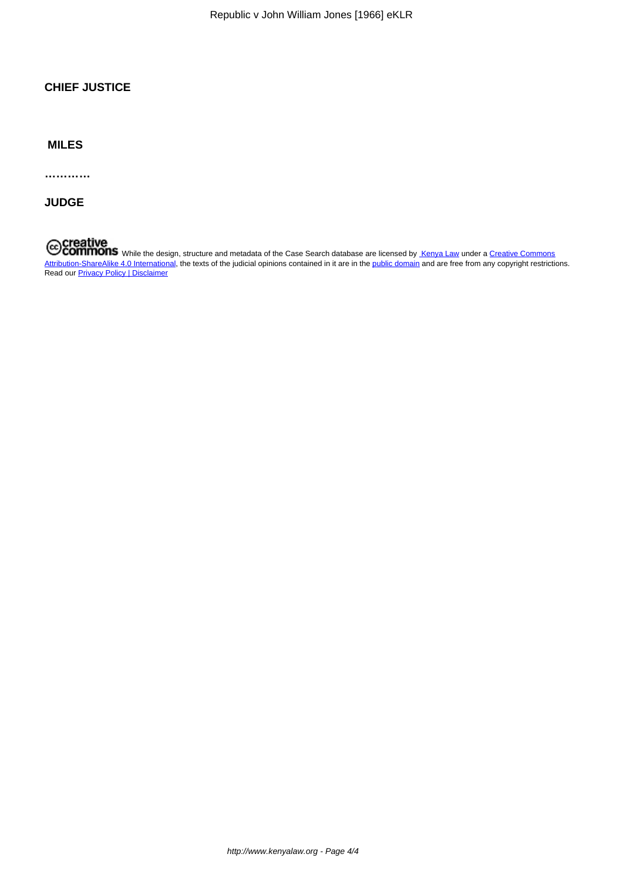**CHIEF JUSTICE**

**MILES**

**…………**

**JUDGE**

creative commons While the design, structure and metadata of the Case Search database are licensed by Kenya Law under a Creative Commons Attribution-ShareAlike 4.0 International, the texts of the judicial opinions contained in it are in the public domain and are free from any copyright restrictions. Read our Privacy Policy | Disclaimer